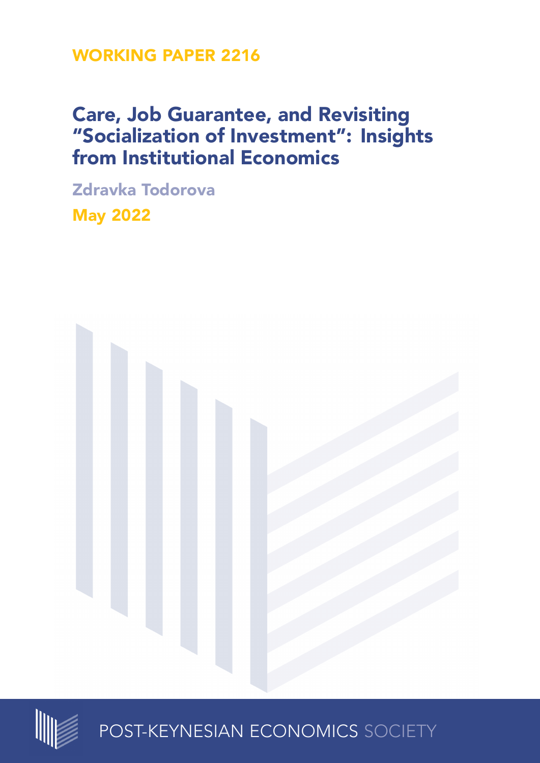WORKING PAPER 2216

# Care, Job Guarantee, and Revisiting "Socialization of Investment": Insights from Institutional Economics

Zdravka Todorova

May 2022

POST-KEYNESIAN ECONOMICS SOCIETY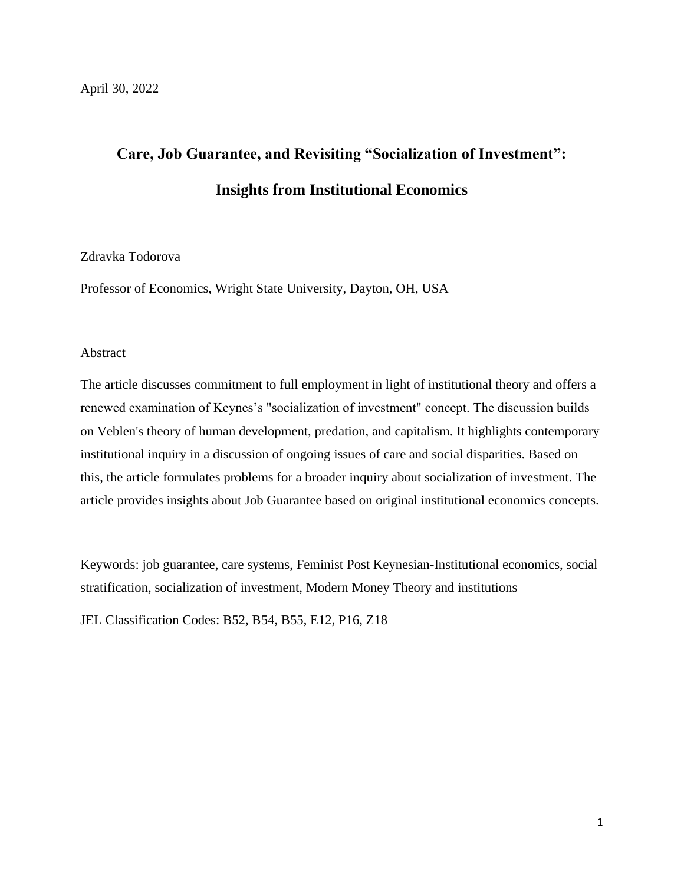April 30, 2022

# Care, Job Guarantee, and Revisiting "Socialization of Investment": Insights from Institutional Economics

Zdravka Todorova

Professor of Economics, Wright State University, Dayton, OH, USA

Abstract

The article discusses commitment to full employment in light of institutional theory and offers a renewed examination of Keynes's "socialization of investment" concept. The discussion builds on Veblen's theory of human development, predation, and capitalism. It highlights contemporary institutional inquiry in a discussion of ongoing issues of care and social disparities. Based on this, the article formulates problems for a broader inquiry about socialization of investment. The article provides insights about Job Guarantee based on original institutional economics concepts.

Keywords: job guarantee, care systems, Feminist Post Keynesian-Institutional economics, social stratification, socialization of investment, Modern Money Theory and institutions

JEL Classification Codes: B52, B54, B55, E12, P16, Z18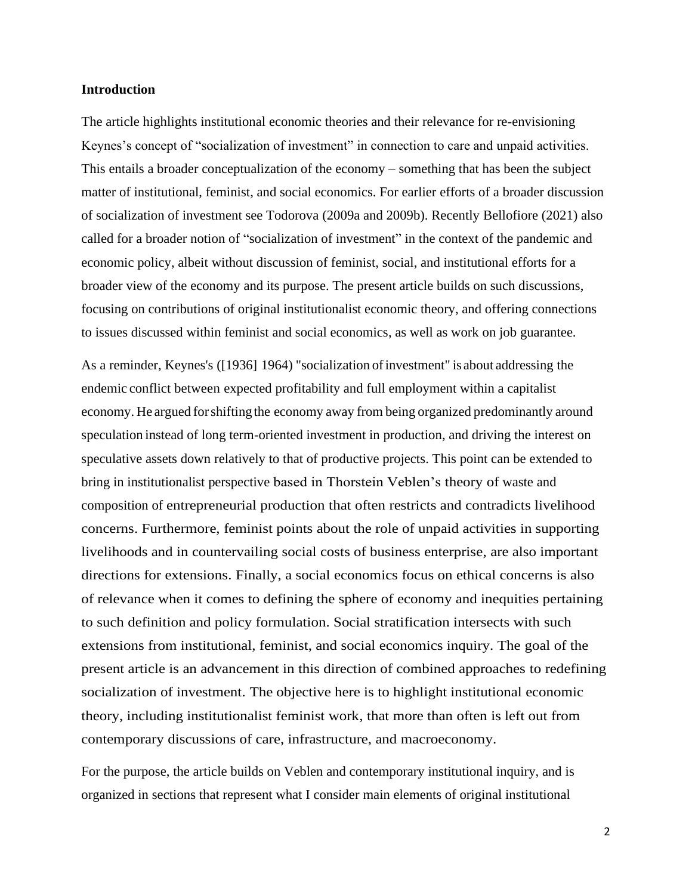## Introduction

The article highlights institutional economic theories and their relevance for re-envisioning Keynes's concept of "socialization of investment" in connection to care and unpaid activities. This entails a broader conceptualization of the economy – something that has been the subject matter of institutional, feminist, and social economics. For earlier efforts of a broader discussion of socialization of investment see Todorova (2009a and 2009b). Recently Bellofiore (2021) also called for a broader notion of "socialization of investment" in the context of the pandemic and economic policy, albeit without discussion of feminist, social, and institutional efforts for a broader view of the economy and its purpose. The present article builds on such discussions, focusing on contributions of original institutionalist economic theory, and offering connections to issues discussed within feminist and social economics, as well as work on job guarantee.

As a reminder, Keynes's ([1936] 1964) "socialization of investment" is about addressing the endemic conflict between expected profitability and full employment within a capitalist economy. He argued for shifting the economy away from being organized predominantly around speculation instead of long term-oriented investment in production, and driving the interest on speculative assets down relatively to that of productive projects. This point can be extended to bring in institutionalist perspective based in Thorstein Veblen's theory of waste and composition of entrepreneurial production that often restricts and contradicts livelihood concerns. Furthermore, feminist points about the role of unpaid activities in supporting livelihoods and in countervailing social costs of business enterprise, are also important directions for extensions. Finally, a social economics focus on ethical concerns is also of relevance when it comes to defining the sphere of economy and inequities pertaining to such definition and policy formulation. Social stratification intersects with such extensions from institutional, feminist, and social economics inquiry. The goal of the present article is an advancement in this direction of combined approaches to redefining socialization of investment. The objective here is to highlight institutional economic theory, including institutionalist feminist work, that more than often is left out from contemporary discussions of care, infrastructure, and macroeconomy.

For the purpose, the article builds on Veblen and contemporary institutional inquiry, and is organized in sections that represent what I consider main elements of original institutional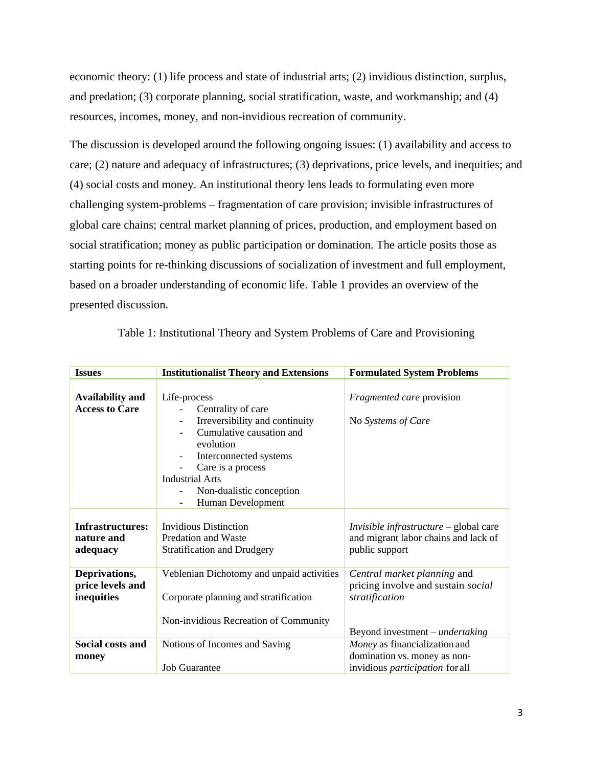economic theory: (1) life process and state of industrial arts; (2) invidious distinction, surplus, and predation; (3) corporate planning, social stratification, waste, and workmanship; and (4) resources, incomes, money, and non-invidious recreation of community.

The discussion is developed around the following ongoing issues: (1) availability and access to care; (2) nature and adequacy of infrastructures; (3) deprivations, price levels, and inequities; and (4) social costs and money. An institutional theory lens leads to formulating even more challenging system-problems – fragmentation of care provision; invisible infrastructures of global care chains; central market planning of prices, production, and employment based on social stratification; money as public participation or domination. The article posits those as starting points for re-thinking discussions of socialization of investment and full employment, based on a broader understanding of economic life. Table 1 provides an overview of the presented discussion.

Table 1: Institutional Theory and System Problems of Care and Provisioning

| Issues | Institutionalist Theory and Extensions | Formulated System Problems |
|---|---|---|
| **Availability and Access to Care** | Life-process<br>- Centrality of care<br>- Irreversibility and continuity<br>- Cumulative causation and evolution<br>- Interconnected systems<br>- Care is a process<br>Industrial Arts<br>- Non-dualistic conception<br>- Human Development | *Fragmented care* provision<br><br>No *Systems of Care* |
| **Infrastructures: nature and adequacy** | Invidious Distinction<br>Predation and Waste<br>Stratification and Drudgery | *Invisible infrastructure* – global care and migrant labor chains and lack of public support |
| **Deprivations, price levels and inequities** | Veblenian Dichotomy and unpaid activities<br><br>Corporate planning and stratification<br><br>Non-invidious Recreation of Community | *Central market planning* and pricing involve and sustain *social stratification*<br><br>Beyond investment – *undertaking* |
| **Social costs and money** | Notions of Incomes and Saving<br><br>Job Guarantee | *Money* as financialization and domination vs. money as non-invidious *participation* for all |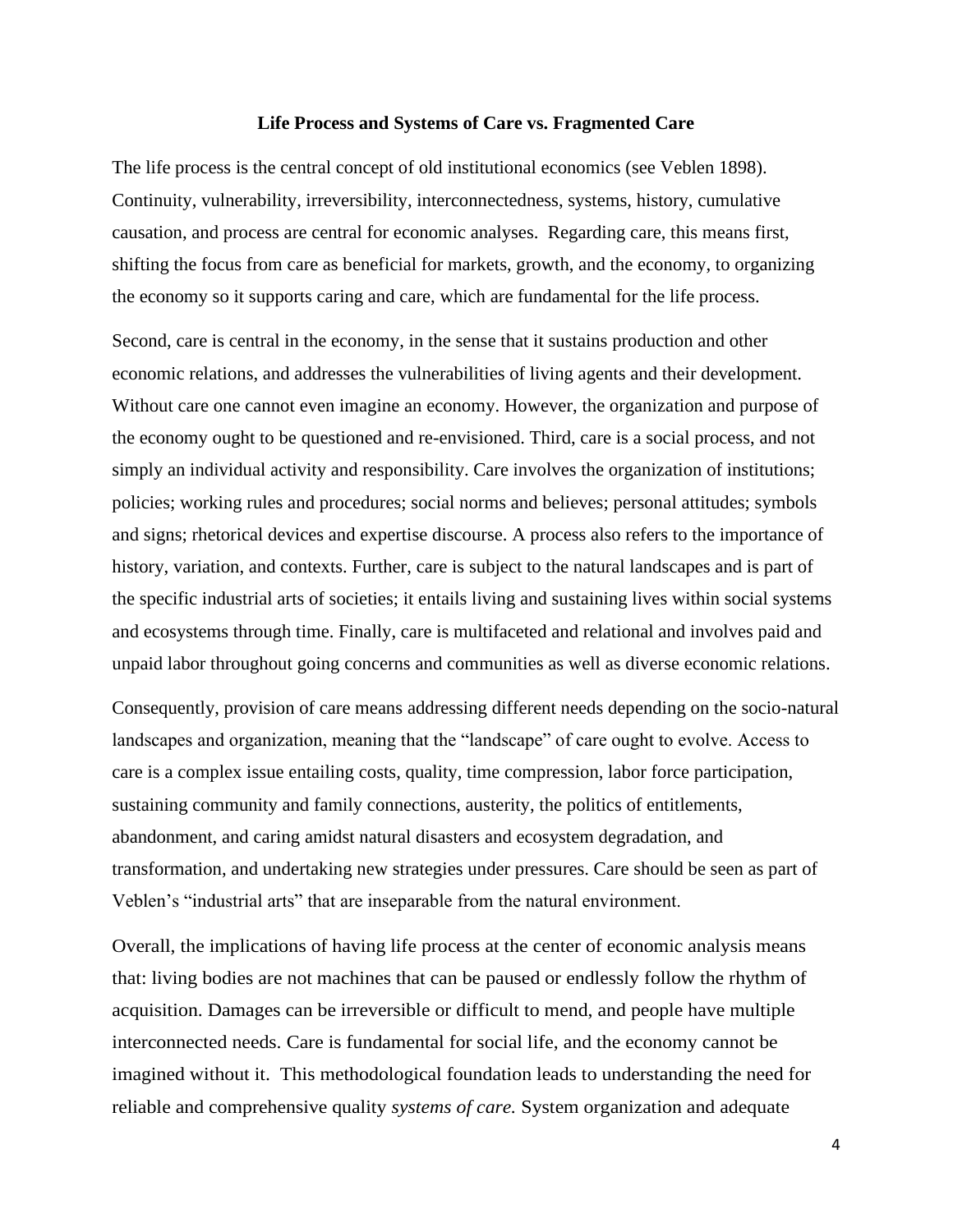### Life Process and Systems of Care vs. Fragmented Care

The life process is the central concept of old institutional economics (see Veblen 1898). Continuity, vulnerability, irreversibility, interconnectedness, systems, history, cumulative causation, and process are central for economic analyses. Regarding care, this means first, shifting the focus from care as beneficial for markets, growth, and the economy, to organizing the economy so it supports caring and care, which are fundamental for the life process.

Second, care is central in the economy, in the sense that it sustains production and other economic relations, and addresses the vulnerabilities of living agents and their development. Without care one cannot even imagine an economy. However, the organization and purpose of the economy ought to be questioned and re-envisioned. Third, care is a social process, and not simply an individual activity and responsibility. Care involves the organization of institutions; policies; working rules and procedures; social norms and believes; personal attitudes; symbols and signs; rhetorical devices and expertise discourse. A process also refers to the importance of history, variation, and contexts. Further, care is subject to the natural landscapes and is part of the specific industrial arts of societies; it entails living and sustaining lives within social systems and ecosystems through time. Finally, care is multifaceted and relational and involves paid and unpaid labor throughout going concerns and communities as well as diverse economic relations.

Consequently, provision of care means addressing different needs depending on the socio-natural landscapes and organization, meaning that the "landscape" of care ought to evolve. Access to care is a complex issue entailing costs, quality, time compression, labor force participation, sustaining community and family connections, austerity, the politics of entitlements, abandonment, and caring amidst natural disasters and ecosystem degradation, and transformation, and undertaking new strategies under pressures. Care should be seen as part of Veblen's "industrial arts" that are inseparable from the natural environment.

Overall, the implications of having life process at the center of economic analysis means that: living bodies are not machines that can be paused or endlessly follow the rhythm of acquisition. Damages can be irreversible or difficult to mend, and people have multiple interconnected needs. Care is fundamental for social life, and the economy cannot be imagined without it. This methodological foundation leads to understanding the need for reliable and comprehensive quality *systems of care.* System organization and adequate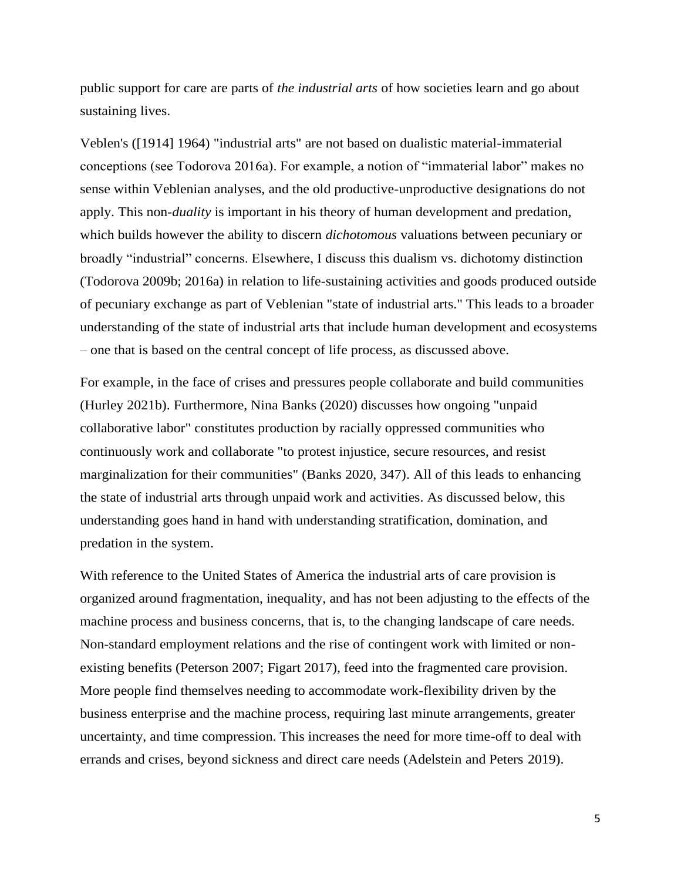public support for care are parts of *the industrial arts* of how societies learn and go about sustaining lives.

Veblen's ([1914] 1964) "industrial arts" are not based on dualistic material-immaterial conceptions (see Todorova 2016a). For example, a notion of "immaterial labor" makes no sense within Veblenian analyses, and the old productive-unproductive designations do not apply. This non-*duality* is important in his theory of human development and predation, which builds however the ability to discern *dichotomous* valuations between pecuniary or broadly "industrial" concerns. Elsewhere, I discuss this dualism vs. dichotomy distinction (Todorova 2009b; 2016a) in relation to life-sustaining activities and goods produced outside of pecuniary exchange as part of Veblenian "state of industrial arts." This leads to a broader understanding of the state of industrial arts that include human development and ecosystems – one that is based on the central concept of life process, as discussed above.

For example, in the face of crises and pressures people collaborate and build communities (Hurley 2021b). Furthermore, Nina Banks (2020) discusses how ongoing "unpaid collaborative labor" constitutes production by racially oppressed communities who continuously work and collaborate "to protest injustice, secure resources, and resist marginalization for their communities" (Banks 2020, 347). All of this leads to enhancing the state of industrial arts through unpaid work and activities. As discussed below, this understanding goes hand in hand with understanding stratification, domination, and predation in the system.

With reference to the United States of America the industrial arts of care provision is organized around fragmentation, inequality, and has not been adjusting to the effects of the machine process and business concerns, that is, to the changing landscape of care needs. Non-standard employment relations and the rise of contingent work with limited or non-existing benefits (Peterson 2007; Figart 2017), feed into the fragmented care provision. More people find themselves needing to accommodate work-flexibility driven by the business enterprise and the machine process, requiring last minute arrangements, greater uncertainty, and time compression. This increases the need for more time-off to deal with errands and crises, beyond sickness and direct care needs (Adelstein and Peters 2019).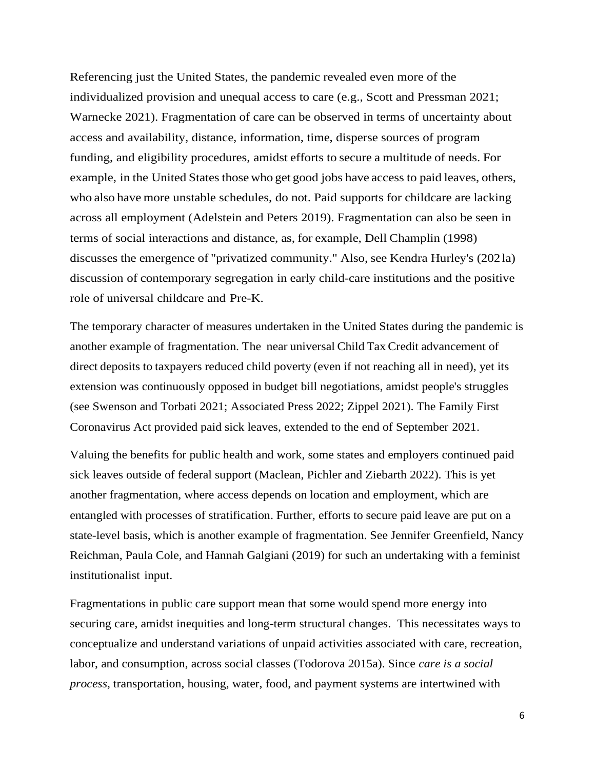Referencing just the United States, the pandemic revealed even more of the individualized provision and unequal access to care (e.g., Scott and Pressman 2021; Warnecke 2021). Fragmentation of care can be observed in terms of uncertainty about access and availability, distance, information, time, disperse sources of program funding, and eligibility procedures, amidst efforts to secure a multitude of needs. For example, in the United States those who get good jobs have access to paid leaves, others, who also have more unstable schedules, do not. Paid supports for childcare are lacking across all employment (Adelstein and Peters 2019). Fragmentation can also be seen in terms of social interactions and distance, as, for example, Dell Champlin (1998) discusses the emergence of "privatized community." Also, see Kendra Hurley's (2021a) discussion of contemporary segregation in early child-care institutions and the positive role of universal childcare and Pre-K.

The temporary character of measures undertaken in the United States during the pandemic is another example of fragmentation. The near universal Child Tax Credit advancement of direct deposits to taxpayers reduced child poverty (even if not reaching all in need), yet its extension was continuously opposed in budget bill negotiations, amidst people's struggles (see Swenson and Torbati 2021; Associated Press 2022; Zippel 2021). The Family First Coronavirus Act provided paid sick leaves, extended to the end of September 2021.

Valuing the benefits for public health and work, some states and employers continued paid sick leaves outside of federal support (Maclean, Pichler and Ziebarth 2022). This is yet another fragmentation, where access depends on location and employment, which are entangled with processes of stratification. Further, efforts to secure paid leave are put on a state-level basis, which is another example of fragmentation. See Jennifer Greenfield, Nancy Reichman, Paula Cole, and Hannah Galgiani (2019) for such an undertaking with a feminist institutionalist input.

Fragmentations in public care support mean that some would spend more energy into securing care, amidst inequities and long-term structural changes. This necessitates ways to conceptualize and understand variations of unpaid activities associated with care, recreation, labor, and consumption, across social classes (Todorova 2015a). Since *care is a social process*, transportation, housing, water, food, and payment systems are intertwined with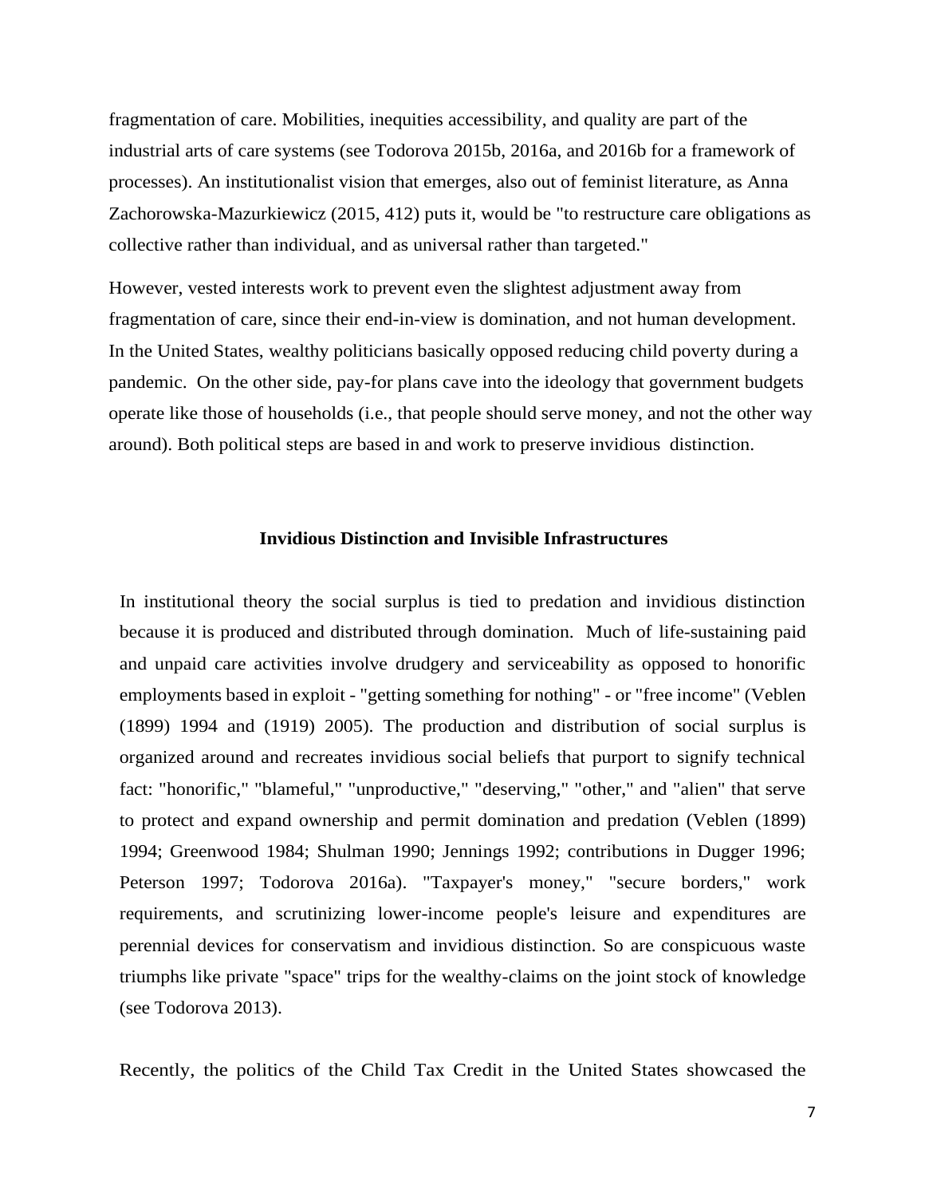fragmentation of care. Mobilities, inequities accessibility, and quality are part of the industrial arts of care systems (see Todorova 2015b, 2016a, and 2016b for a framework of processes). An institutionalist vision that emerges, also out of feminist literature, as Anna Zachorowska-Mazurkiewicz (2015, 412) puts it, would be "to restructure care obligations as collective rather than individual, and as universal rather than targeted."

However, vested interests work to prevent even the slightest adjustment away from fragmentation of care, since their end-in-view is domination, and not human development. In the United States, wealthy politicians basically opposed reducing child poverty during a pandemic. On the other side, pay-for plans cave into the ideology that government budgets operate like those of households (i.e., that people should serve money, and not the other way around). Both political steps are based in and work to preserve invidious distinction.

## Invidious Distinction and Invisible Infrastructures

In institutional theory the social surplus is tied to predation and invidious distinction because it is produced and distributed through domination. Much of life-sustaining paid and unpaid care activities involve drudgery and serviceability as opposed to honorific employments based in exploit - "getting something for nothing" - or "free income" (Veblen (1899) 1994 and (1919) 2005). The production and distribution of social surplus is organized around and recreates invidious social beliefs that purport to signify technical fact: "honorific," "blameful," "unproductive," "deserving," "other," and "alien" that serve to protect and expand ownership and permit domination and predation (Veblen (1899) 1994; Greenwood 1984; Shulman 1990; Jennings 1992; contributions in Dugger 1996; Peterson 1997; Todorova 2016a). "Taxpayer's money," "secure borders," work requirements, and scrutinizing lower-income people's leisure and expenditures are perennial devices for conservatism and invidious distinction. So are conspicuous waste triumphs like private "space" trips for the wealthy-claims on the joint stock of knowledge (see Todorova 2013).

Recently, the politics of the Child Tax Credit in the United States showcased the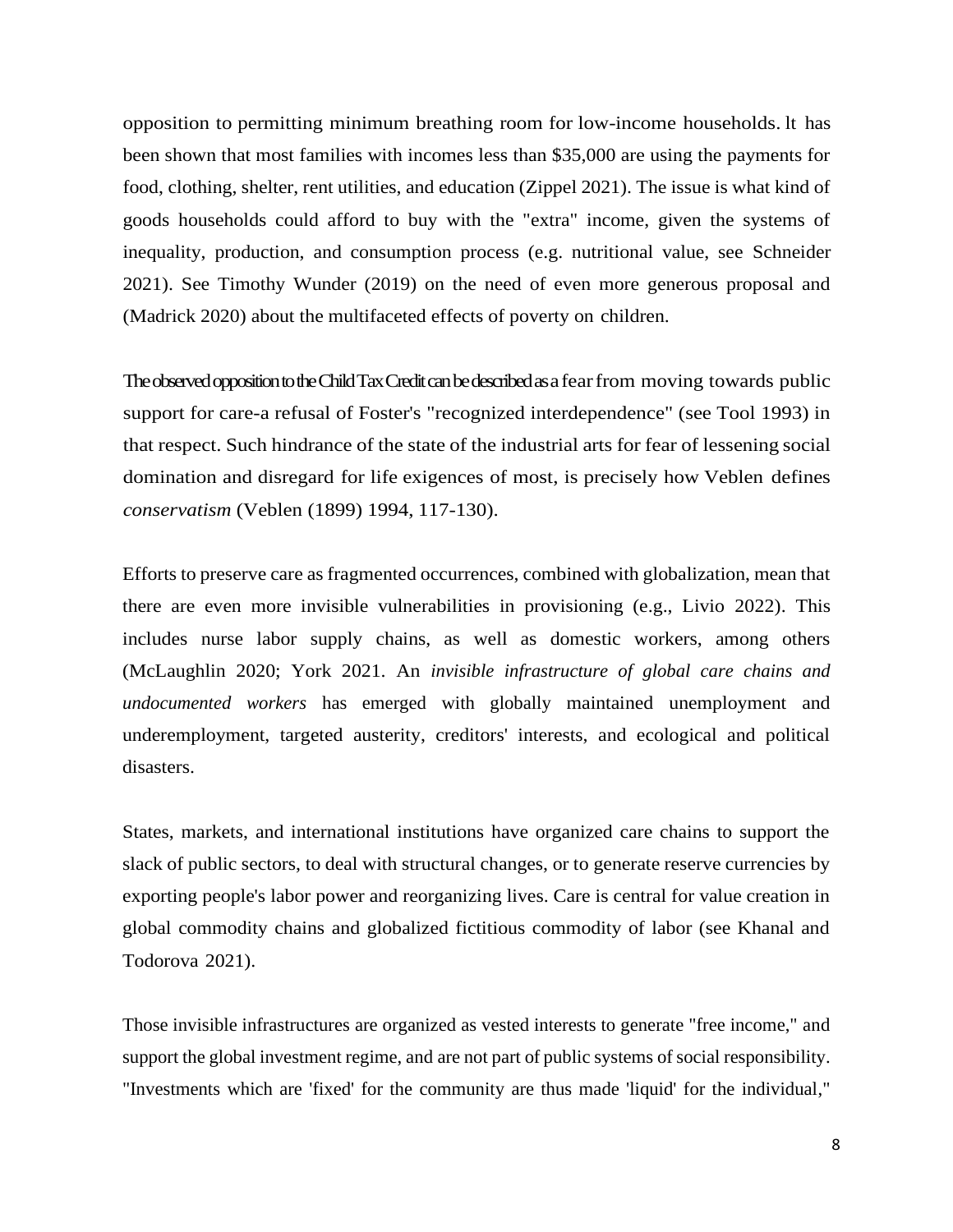opposition to permitting minimum breathing room for low-income households. lt has been shown that most families with incomes less than $35,000 are using the payments for food, clothing, shelter, rent utilities, and education (Zippel 2021). The issue is what kind of goods households could afford to buy with the "extra" income, given the systems of inequality, production, and consumption process (e.g. nutritional value, see Schneider 2021). See Timothy Wunder (2019) on the need of even more generous proposal and (Madrick 2020) about the multifaceted effects of poverty on children.

The observed opposition to the Child Tax Credit can be described as a fear from moving towards public support for care-a refusal of Foster's "recognized interdependence" (see Tool 1993) in that respect. Such hindrance of the state of the industrial arts for fear of lessening social domination and disregard for life exigences of most, is precisely how Veblen defines *conservatism* (Veblen (1899) 1994, 117-130).

Efforts to preserve care as fragmented occurrences, combined with globalization, mean that there are even more invisible vulnerabilities in provisioning (e.g., Livio 2022). This includes nurse labor supply chains, as well as domestic workers, among others (McLaughlin 2020; York 2021. An *invisible infrastructure of global care chains and undocumented workers* has emerged with globally maintained unemployment and underemployment, targeted austerity, creditors' interests, and ecological and political disasters.

States, markets, and international institutions have organized care chains to support the slack of public sectors, to deal with structural changes, or to generate reserve currencies by exporting people's labor power and reorganizing lives. Care is central for value creation in global commodity chains and globalized fictitious commodity of labor (see Khanal and Todorova 2021).

Those invisible infrastructures are organized as vested interests to generate "free income," and support the global investment regime, and are not part of public systems of social responsibility. "Investments which are 'fixed' for the community are thus made 'liquid' for the individual,"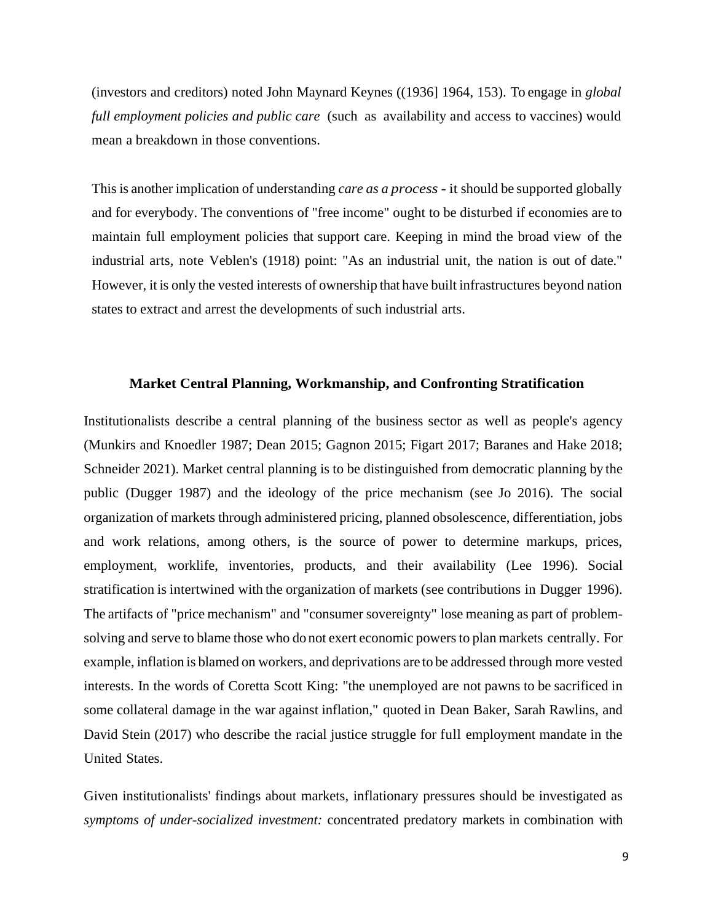(investors and creditors) noted John Maynard Keynes ((1936] 1964, 153). To engage in *global full employment policies and public care* (such as availability and access to vaccines) would mean a breakdown in those conventions.

This is another implication of understanding *care as a process* - it should be supported globally and for everybody. The conventions of "free income" ought to be disturbed if economies are to maintain full employment policies that support care. Keeping in mind the broad view of the industrial arts, note Veblen's (1918) point: "As an industrial unit, the nation is out of date." However, it is only the vested interests of ownership that have built infrastructures beyond nation states to extract and arrest the developments of such industrial arts.

## Market Central Planning, Workmanship, and Confronting Stratification

Institutionalists describe a central planning of the business sector as well as people's agency (Munkirs and Knoedler 1987; Dean 2015; Gagnon 2015; Figart 2017; Baranes and Hake 2018; Schneider 2021). Market central planning is to be distinguished from democratic planning by the public (Dugger 1987) and the ideology of the price mechanism (see Jo 2016). The social organization of markets through administered pricing, planned obsolescence, differentiation, jobs and work relations, among others, is the source of power to determine markups, prices, employment, worklife, inventories, products, and their availability (Lee 1996). Social stratification is intertwined with the organization of markets (see contributions in Dugger 1996). The artifacts of "price mechanism" and "consumer sovereignty" lose meaning as part of problem-solving and serve to blame those who do not exert economic powers to plan markets centrally. For example, inflation is blamed on workers, and deprivations are to be addressed through more vested interests. In the words of Coretta Scott King: "the unemployed are not pawns to be sacrificed in some collateral damage in the war against inflation," quoted in Dean Baker, Sarah Rawlins, and David Stein (2017) who describe the racial justice struggle for full employment mandate in the United States.

Given institutionalists' findings about markets, inflationary pressures should be investigated as *symptoms of under-socialized investment:* concentrated predatory markets in combination with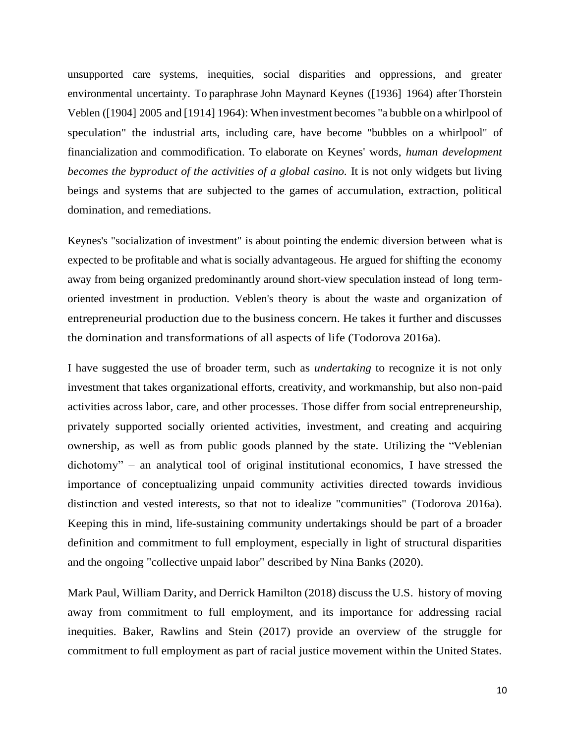unsupported care systems, inequities, social disparities and oppressions, and greater environmental uncertainty. To paraphrase John Maynard Keynes ([1936] 1964) after Thorstein Veblen ([1904] 2005 and [1914] 1964): When investment becomes "a bubble on a whirlpool of speculation" the industrial arts, including care, have become "bubbles on a whirlpool" of financialization and commodification. To elaborate on Keynes' words, *human development becomes the byproduct of the activities of a global casino.* It is not only widgets but living beings and systems that are subjected to the games of accumulation, extraction, political domination, and remediations.

Keynes's "socialization of investment" is about pointing the endemic diversion between what is expected to be profitable and what is socially advantageous. He argued for shifting the economy away from being organized predominantly around short-view speculation instead of long term-oriented investment in production. Veblen's theory is about the waste and organization of entrepreneurial production due to the business concern. He takes it further and discusses the domination and transformations of all aspects of life (Todorova 2016a).

I have suggested the use of broader term, such as *undertaking* to recognize it is not only investment that takes organizational efforts, creativity, and workmanship, but also non-paid activities across labor, care, and other processes. Those differ from social entrepreneurship, privately supported socially oriented activities, investment, and creating and acquiring ownership, as well as from public goods planned by the state. Utilizing the "Veblenian dichotomy" – an analytical tool of original institutional economics, I have stressed the importance of conceptualizing unpaid community activities directed towards invidious distinction and vested interests, so that not to idealize "communities" (Todorova 2016a). Keeping this in mind, life-sustaining community undertakings should be part of a broader definition and commitment to full employment, especially in light of structural disparities and the ongoing "collective unpaid labor" described by Nina Banks (2020).

Mark Paul, William Darity, and Derrick Hamilton (2018) discuss the U.S. history of moving away from commitment to full employment, and its importance for addressing racial inequities. Baker, Rawlins and Stein (2017) provide an overview of the struggle for commitment to full employment as part of racial justice movement within the United States.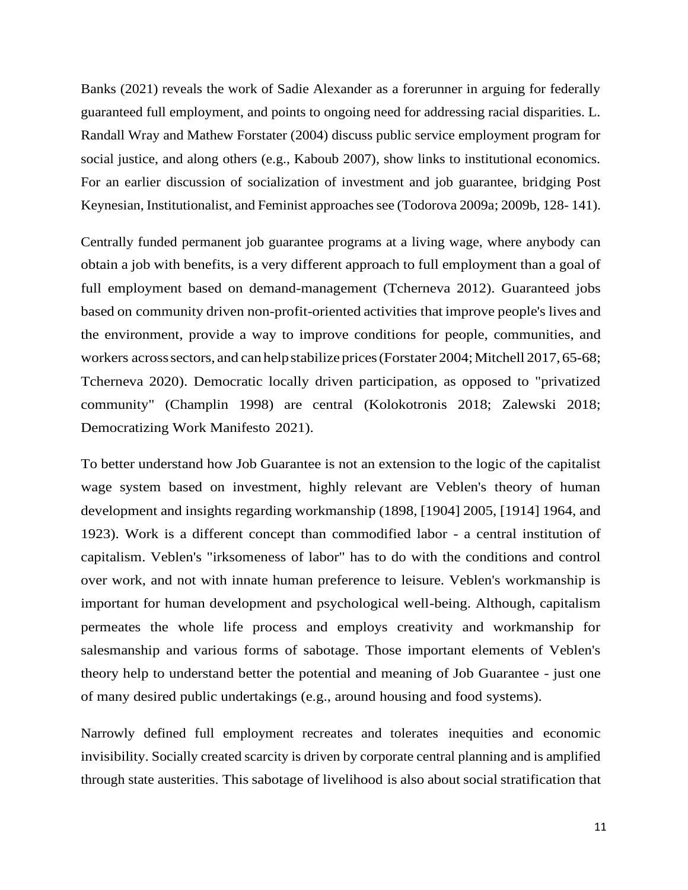Banks (2021) reveals the work of Sadie Alexander as a forerunner in arguing for federally guaranteed full employment, and points to ongoing need for addressing racial disparities. L. Randall Wray and Mathew Forstater (2004) discuss public service employment program for social justice, and along others (e.g., Kaboub 2007), show links to institutional economics. For an earlier discussion of socialization of investment and job guarantee, bridging Post Keynesian, Institutionalist, and Feminist approaches see (Todorova 2009a; 2009b, 128- 141).

Centrally funded permanent job guarantee programs at a living wage, where anybody can obtain a job with benefits, is a very different approach to full employment than a goal of full employment based on demand-management (Tcherneva 2012). Guaranteed jobs based on community driven non-profit-oriented activities that improve people's lives and the environment, provide a way to improve conditions for people, communities, and workers across sectors, and can help stabilize prices (Forstater 2004; Mitchell 2017, 65-68; Tcherneva 2020). Democratic locally driven participation, as opposed to "privatized community" (Champlin 1998) are central (Kolokotronis 2018; Zalewski 2018; Democratizing Work Manifesto 2021).

To better understand how Job Guarantee is not an extension to the logic of the capitalist wage system based on investment, highly relevant are Veblen's theory of human development and insights regarding workmanship (1898, [1904] 2005, [1914] 1964, and 1923). Work is a different concept than commodified labor - a central institution of capitalism. Veblen's "irksomeness of labor" has to do with the conditions and control over work, and not with innate human preference to leisure. Veblen's workmanship is important for human development and psychological well-being. Although, capitalism permeates the whole life process and employs creativity and workmanship for salesmanship and various forms of sabotage. Those important elements of Veblen's theory help to understand better the potential and meaning of Job Guarantee - just one of many desired public undertakings (e.g., around housing and food systems).

Narrowly defined full employment recreates and tolerates inequities and economic invisibility. Socially created scarcity is driven by corporate central planning and is amplified through state austerities. This sabotage of livelihood is also about social stratification that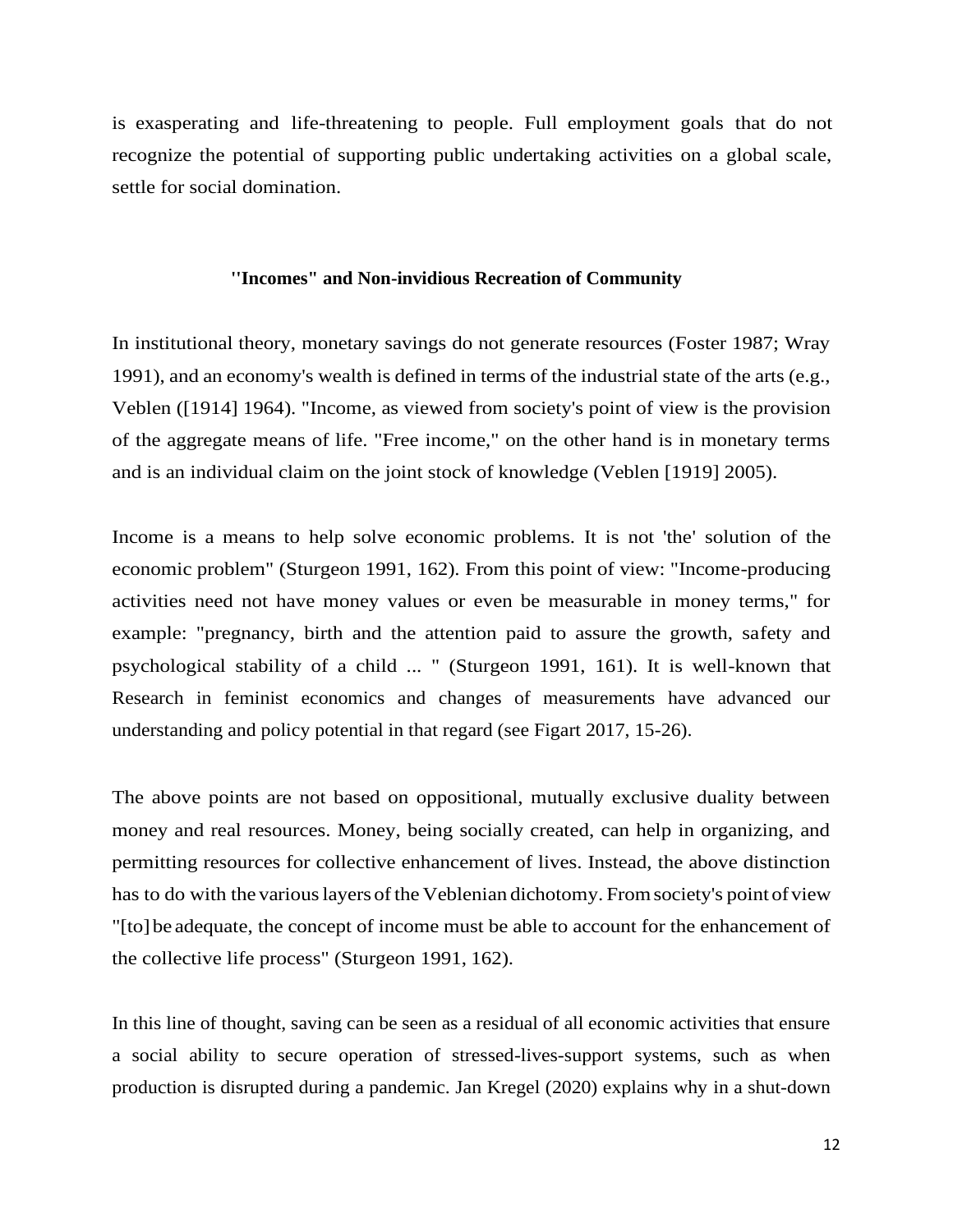is exasperating and life-threatening to people. Full employment goals that do not recognize the potential of supporting public undertaking activities on a global scale, settle for social domination.

### "Incomes" and Non-invidious Recreation of Community

In institutional theory, monetary savings do not generate resources (Foster 1987; Wray 1991), and an economy's wealth is defined in terms of the industrial state of the arts (e.g., Veblen ([1914] 1964). "Income, as viewed from society's point of view is the provision of the aggregate means of life. "Free income," on the other hand is in monetary terms and is an individual claim on the joint stock of knowledge (Veblen [1919] 2005).

Income is a means to help solve economic problems. It is not 'the' solution of the economic problem" (Sturgeon 1991, 162). From this point of view: "Income-producing activities need not have money values or even be measurable in money terms," for example: "pregnancy, birth and the attention paid to assure the growth, safety and psychological stability of a child ... " (Sturgeon 1991, 161). It is well-known that Research in feminist economics and changes of measurements have advanced our understanding and policy potential in that regard (see Figart 2017, 15-26).

The above points are not based on oppositional, mutually exclusive duality between money and real resources. Money, being socially created, can help in organizing, and permitting resources for collective enhancement of lives. Instead, the above distinction has to do with the various layers of the Veblenian dichotomy. From society's point of view "[to] be adequate, the concept of income must be able to account for the enhancement of the collective life process" (Sturgeon 1991, 162).

In this line of thought, saving can be seen as a residual of all economic activities that ensure a social ability to secure operation of stressed-lives-support systems, such as when production is disrupted during a pandemic. Jan Kregel (2020) explains why in a shut-down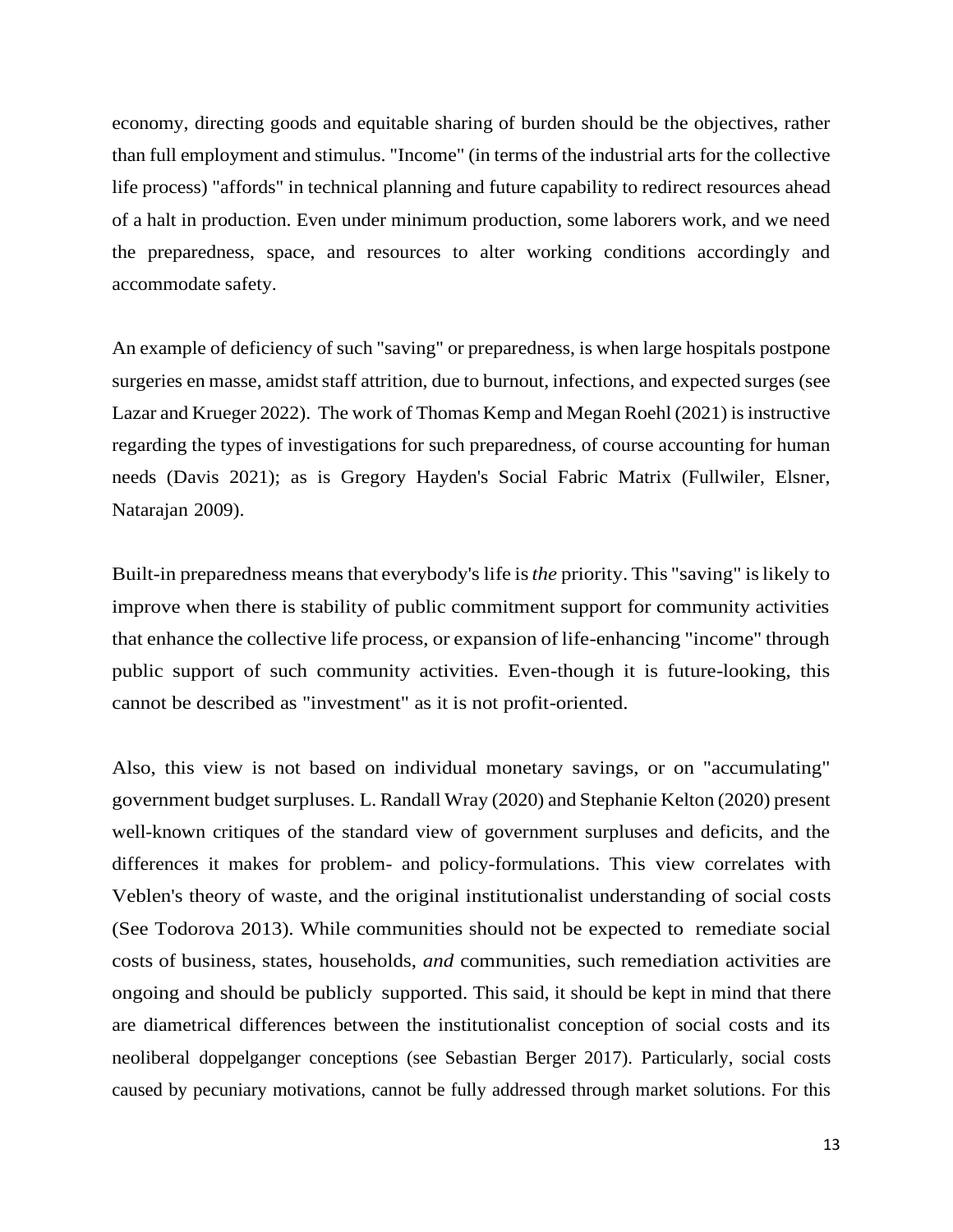economy, directing goods and equitable sharing of burden should be the objectives, rather than full employment and stimulus. "Income" (in terms of the industrial arts for the collective life process) "affords" in technical planning and future capability to redirect resources ahead of a halt in production. Even under minimum production, some laborers work, and we need the preparedness, space, and resources to alter working conditions accordingly and accommodate safety.

An example of deficiency of such "saving" or preparedness, is when large hospitals postpone surgeries en masse, amidst staff attrition, due to burnout, infections, and expected surges (see Lazar and Krueger 2022). The work of Thomas Kemp and Megan Roehl (2021) is instructive regarding the types of investigations for such preparedness, of course accounting for human needs (Davis 2021); as is Gregory Hayden's Social Fabric Matrix (Fullwiler, Elsner, Natarajan 2009).

Built-in preparedness means that everybody's life is *the* priority. This "saving" is likely to improve when there is stability of public commitment support for community activities that enhance the collective life process, or expansion of life-enhancing "income" through public support of such community activities. Even-though it is future-looking, this cannot be described as "investment" as it is not profit-oriented.

Also, this view is not based on individual monetary savings, or on "accumulating" government budget surpluses. L. Randall Wray (2020) and Stephanie Kelton (2020) present well-known critiques of the standard view of government surpluses and deficits, and the differences it makes for problem- and policy-formulations. This view correlates with Veblen's theory of waste, and the original institutionalist understanding of social costs (See Todorova 2013). While communities should not be expected to remediate social costs of business, states, households, *and* communities, such remediation activities are ongoing and should be publicly supported. This said, it should be kept in mind that there are diametrical differences between the institutionalist conception of social costs and its neoliberal doppelganger conceptions (see Sebastian Berger 2017). Particularly, social costs caused by pecuniary motivations, cannot be fully addressed through market solutions. For this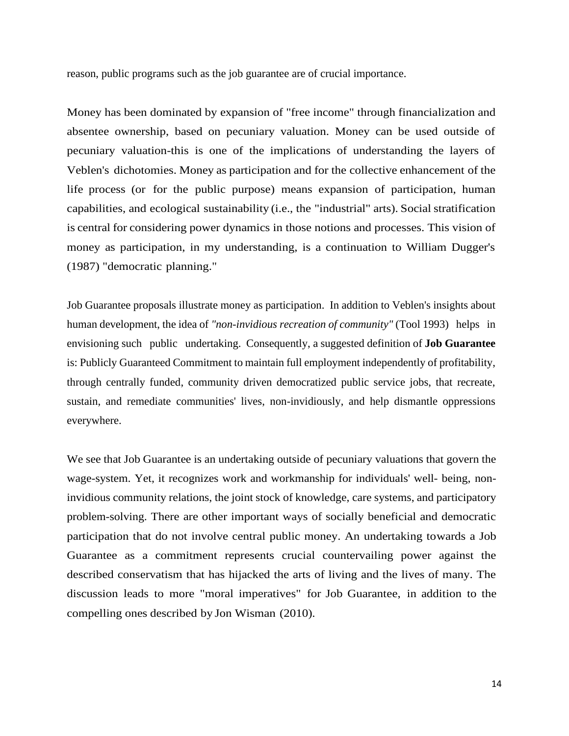reason, public programs such as the job guarantee are of crucial importance.

Money has been dominated by expansion of "free income" through financialization and absentee ownership, based on pecuniary valuation. Money can be used outside of pecuniary valuation-this is one of the implications of understanding the layers of Veblen's dichotomies. Money as participation and for the collective enhancement of the life process (or for the public purpose) means expansion of participation, human capabilities, and ecological sustainability (i.e., the "industrial" arts). Social stratification is central for considering power dynamics in those notions and processes. This vision of money as participation, in my understanding, is a continuation to William Dugger's (1987) "democratic planning."

Job Guarantee proposals illustrate money as participation. In addition to Veblen's insights about human development, the idea of *"non-invidious recreation of community"* (Tool 1993) helps in envisioning such public undertaking. Consequently, a suggested definition of **Job Guarantee** is: Publicly Guaranteed Commitment to maintain full employment independently of profitability, through centrally funded, community driven democratized public service jobs, that recreate, sustain, and remediate communities' lives, non-invidiously, and help dismantle oppressions everywhere.

We see that Job Guarantee is an undertaking outside of pecuniary valuations that govern the wage-system. Yet, it recognizes work and workmanship for individuals' well- being, non-invidious community relations, the joint stock of knowledge, care systems, and participatory problem-solving. There are other important ways of socially beneficial and democratic participation that do not involve central public money. An undertaking towards a Job Guarantee as a commitment represents crucial countervailing power against the described conservatism that has hijacked the arts of living and the lives of many. The discussion leads to more "moral imperatives" for Job Guarantee, in addition to the compelling ones described by Jon Wisman (2010).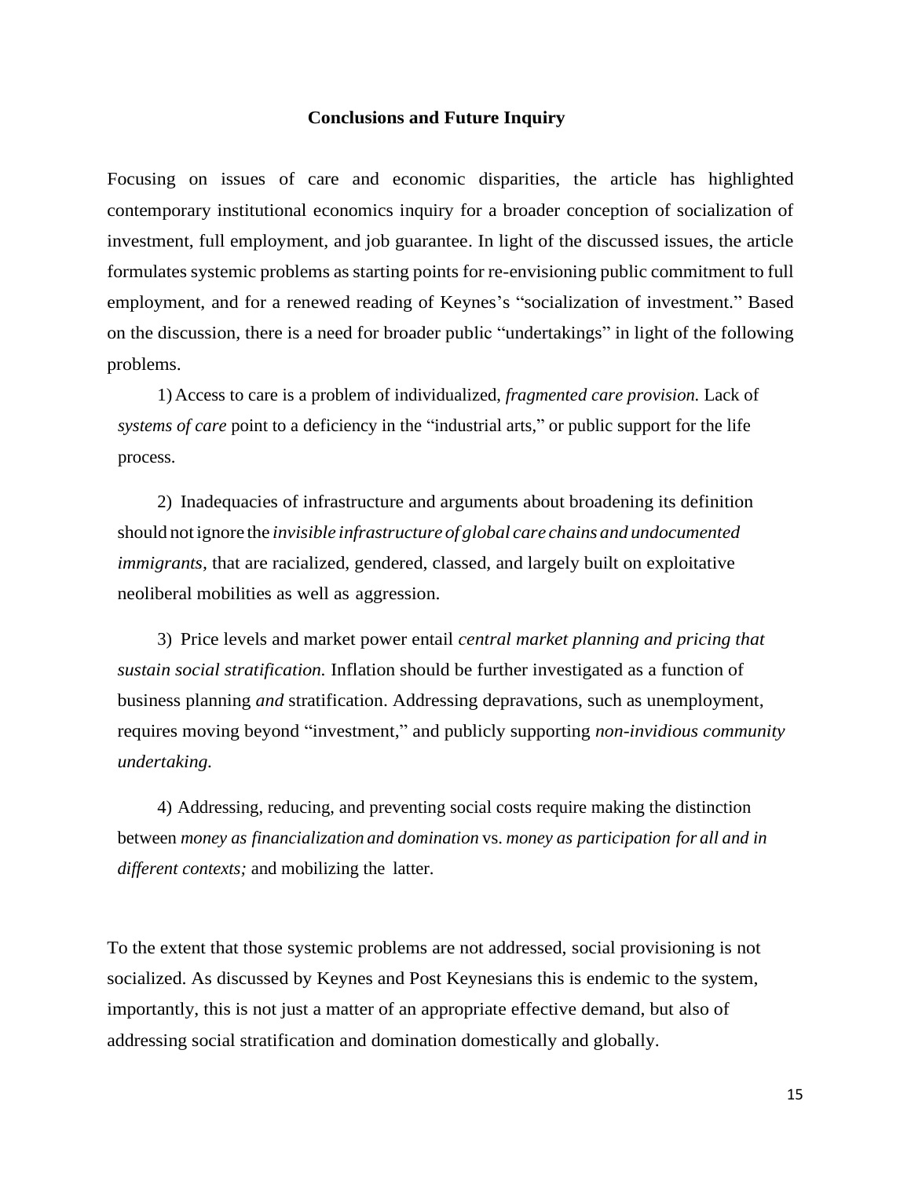## Conclusions and Future Inquiry

Focusing on issues of care and economic disparities, the article has highlighted contemporary institutional economics inquiry for a broader conception of socialization of investment, full employment, and job guarantee. In light of the discussed issues, the article formulates systemic problems as starting points for re-envisioning public commitment to full employment, and for a renewed reading of Keynes's "socialization of investment." Based on the discussion, there is a need for broader public "undertakings" in light of the following problems.

1) Access to care is a problem of individualized, *fragmented care provision.* Lack of *systems of care* point to a deficiency in the "industrial arts," or public support for the life process.

2) Inadequacies of infrastructure and arguments about broadening its definition should not ignore the *invisible infrastructure of global care chains and undocumented immigrants,* that are racialized, gendered, classed, and largely built on exploitative neoliberal mobilities as well as aggression.

3) Price levels and market power entail *central market planning and pricing that sustain social stratification.* Inflation should be further investigated as a function of business planning *and* stratification. Addressing depravations, such as unemployment, requires moving beyond "investment," and publicly supporting *non-invidious community undertaking.*

4) Addressing, reducing, and preventing social costs require making the distinction between *money as financialization and domination* vs. *money as participation for all and in different contexts;* and mobilizing the latter.

To the extent that those systemic problems are not addressed, social provisioning is not socialized. As discussed by Keynes and Post Keynesians this is endemic to the system, importantly, this is not just a matter of an appropriate effective demand, but also of addressing social stratification and domination domestically and globally.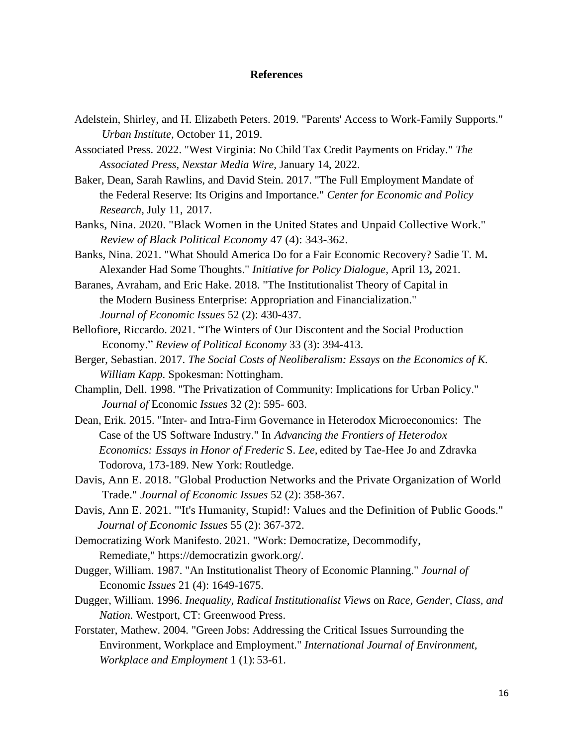**References**

Adelstein, Shirley, and H. Elizabeth Peters. 2019. "Parents' Access to Work-Family Supports." *Urban Institute,* October 11, 2019.

Associated Press. 2022. "West Virginia: No Child Tax Credit Payments on Friday." *The Associated Press, Nexstar Media Wire,* January 14, 2022.

Baker, Dean, Sarah Rawlins, and David Stein. 2017. "The Full Employment Mandate of the Federal Reserve: Its Origins and Importance." *Center for Economic and Policy Research,* July 11, 2017.

Banks, Nina. 2020. "Black Women in the United States and Unpaid Collective Work." *Review of Black Political Economy* 47 (4): 343-362.

Banks, Nina. 2021. "What Should America Do for a Fair Economic Recovery? Sadie T. M**.** Alexander Had Some Thoughts." *Initiative for Policy Dialogue,* April 13**,** 2021.

Baranes, Avraham, and Eric Hake. 2018. "The Institutionalist Theory of Capital in the Modern Business Enterprise: Appropriation and Financialization." *Journal of Economic Issues* 52 (2): 430-437.

Bellofiore, Riccardo. 2021. "The Winters of Our Discontent and the Social Production Economy." *Review of Political Economy* 33 (3): 394-413.

Berger, Sebastian. 2017. *The Social Costs of Neoliberalism: Essays* on *the Economics of K. William Kapp.* Spokesman: Nottingham.

Champlin, Dell. 1998. "The Privatization of Community: Implications for Urban Policy." *Journal of* Economic *Issues* 32 (2): 595- 603.

Dean, Erik. 2015. "Inter- and Intra-Firm Governance in Heterodox Microeconomics: The Case of the US Software Industry." In *Advancing the Frontiers of Heterodox Economics: Essays in Honor of Frederic* S. *Lee,* edited by Tae-Hee Jo and Zdravka Todorova, 173-189. New York: Routledge.

Davis, Ann E. 2018. "Global Production Networks and the Private Organization of World Trade." *Journal of Economic Issues* 52 (2): 358-367.

Davis, Ann E. 2021. "'It's Humanity, Stupid!: Values and the Definition of Public Goods." *Journal of Economic Issues* 55 (2): 367-372.

Democratizing Work Manifesto. 2021. "Work: Democratize, Decommodify, Remediate," https://democratizin gwork.org/.

Dugger, William. 1987. "An Institutionalist Theory of Economic Planning." *Journal of* Economic *Issues* 21 (4): 1649-1675.

Dugger, William. 1996. *Inequality, Radical Institutionalist Views* on *Race, Gender, Class, and Nation.* Westport, CT: Greenwood Press.

Forstater, Mathew. 2004. "Green Jobs: Addressing the Critical Issues Surrounding the Environment, Workplace and Employment." *International Journal of Environment, Workplace and Employment* 1 (1): 53-61.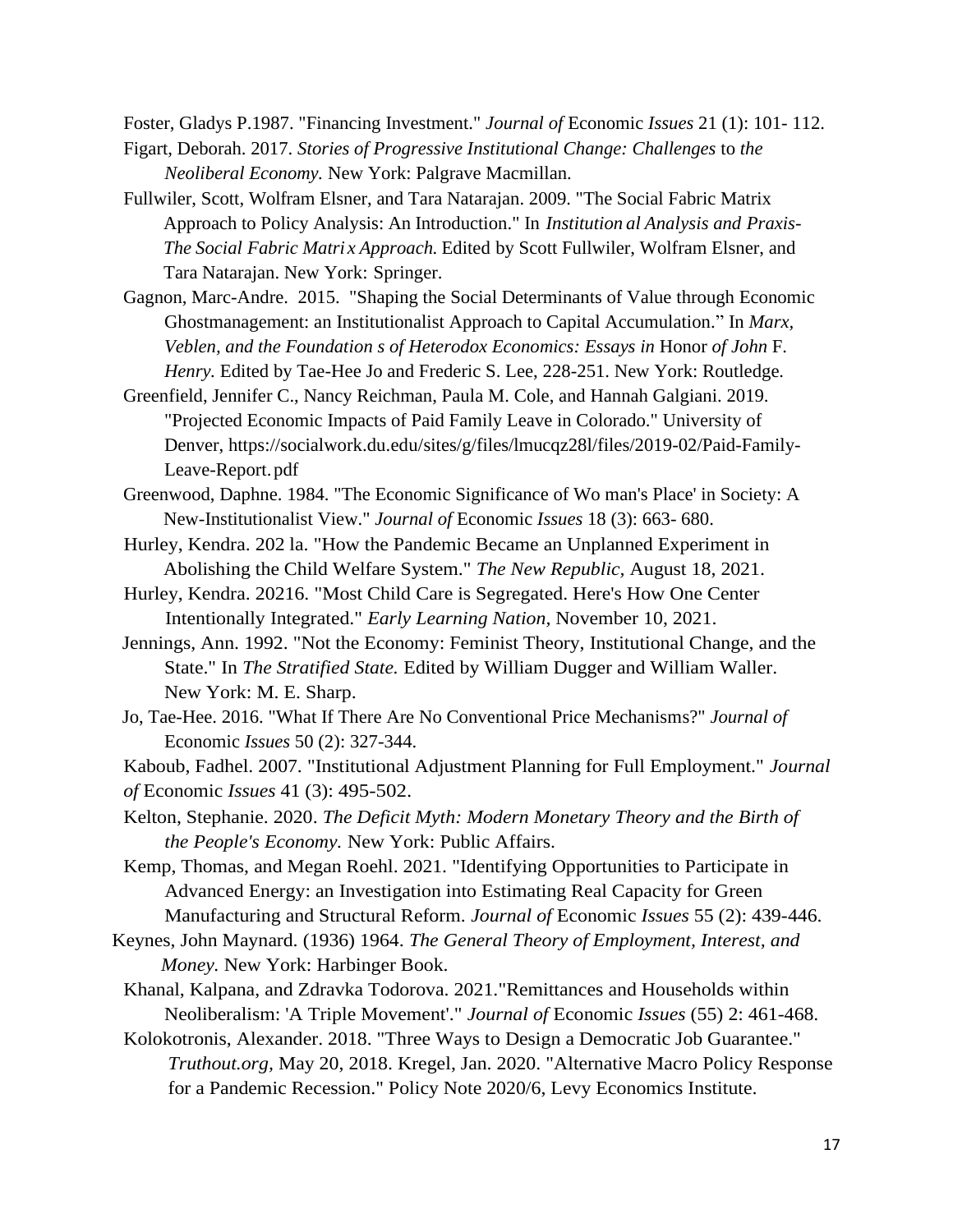Foster, Gladys P.1987. "Financing Investment." *Journal of* Economic *Issues* 21 (1): 101- 112.

Figart, Deborah. 2017. *Stories of Progressive Institutional Change: Challenges* to *the Neoliberal Economy.* New York: Palgrave Macmillan.

Fullwiler, Scott, Wolfram Elsner, and Tara Natarajan. 2009. "The Social Fabric Matrix Approach to Policy Analysis: An Introduction." In *Institution al Analysis and Praxis-The Social Fabric Matri x Approach.* Edited by Scott Fullwiler, Wolfram Elsner, and Tara Natarajan. New York: Springer.

Gagnon, Marc-Andre. 2015. "Shaping the Social Determinants of Value through Economic Ghostmanagement: an Institutionalist Approach to Capital Accumulation." In *Marx, Veblen, and the Foundation s of Heterodox Economics: Essays in* Honor *of John* F. *Henry.* Edited by Tae-Hee Jo and Frederic S. Lee, 228-251. New York: Routledge.

Greenfield, Jennifer C., Nancy Reichman, Paula M. Cole, and Hannah Galgiani. 2019. "Projected Economic Impacts of Paid Family Leave in Colorado." University of Denver, https://socialwork.du.edu/sites/g/files/lmucqz28l/files/2019-02/Paid-Family-Leave-Report. pdf

Greenwood, Daphne. 1984. "The Economic Significance of Wo man's Place' in Society: A New-Institutionalist View." *Journal of* Economic *Issues* 18 (3): 663- 680.

Hurley, Kendra. 202 la. "How the Pandemic Became an Unplanned Experiment in Abolishing the Child Welfare System." *The New Republic,* August 18, 2021.

Hurley, Kendra. 20216. "Most Child Care is Segregated. Here's How One Center Intentionally Integrated." *Early Learning Nation,* November 10, 2021.

Jennings, Ann. 1992. "Not the Economy: Feminist Theory, Institutional Change, and the State." In *The Stratified State.* Edited by William Dugger and William Waller. New York: M. E. Sharp.

Jo, Tae-Hee. 2016. "What If There Are No Conventional Price Mechanisms?" *Journal of* Economic *Issues* 50 (2): 327-344.

Kaboub, Fadhel. 2007. "Institutional Adjustment Planning for Full Employment." *Journal of* Economic *Issues* 41 (3): 495-502.

Kelton, Stephanie. 2020. *The Deficit Myth: Modern Monetary Theory and the Birth of the People's Economy.* New York: Public Affairs.

Kemp, Thomas, and Megan Roehl. 2021. "Identifying Opportunities to Participate in Advanced Energy: an Investigation into Estimating Real Capacity for Green Manufacturing and Structural Reform. *Journal of* Economic *Issues* 55 (2): 439-446.

Keynes, John Maynard. (1936) 1964. *The General Theory of Employment, Interest, and Money.* New York: Harbinger Book.

Khanal, Kalpana, and Zdravka Todorova. 2021."Remittances and Households within Neoliberalism: 'A Triple Movement'." *Journal of* Economic *Issues* (55) 2: 461-468.

Kolokotronis, Alexander. 2018. "Three Ways to Design a Democratic Job Guarantee." *Truthout.org,* May 20, 2018. Kregel, Jan. 2020. "Alternative Macro Policy Response for a Pandemic Recession." Policy Note 2020/6, Levy Economics Institute.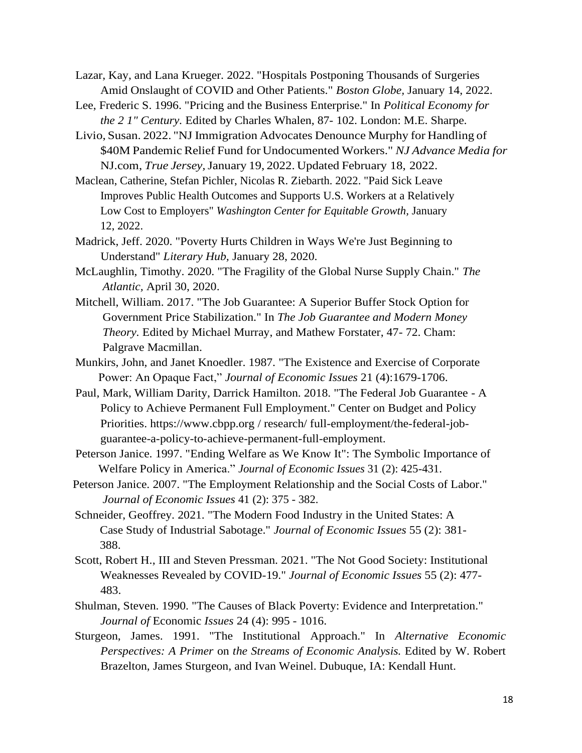Lazar, Kay, and Lana Krueger. 2022. "Hospitals Postponing Thousands of Surgeries Amid Onslaught of COVID and Other Patients." *Boston Globe,* January 14, 2022.

Lee, Frederic S. 1996. "Pricing and the Business Enterprise." In *Political Economy for the 2 1" Century.* Edited by Charles Whalen, 87- 102. London: M.E. Sharpe.

Livio, Susan. 2022. "NJ Immigration Advocates Denounce Murphy for Handling of $40M Pandemic Relief Fund for Undocumented Workers." *NJ Advance Media for* NJ.com, *True Jersey,* January 19, 2022. Updated February 18, 2022.

Maclean, Catherine, Stefan Pichler, Nicolas R. Ziebarth. 2022. "Paid Sick Leave Improves Public Health Outcomes and Supports U.S. Workers at a Relatively Low Cost to Employers" *Washington Center for Equitable Growth*, January 12, 2022.

Madrick, Jeff. 2020. "Poverty Hurts Children in Ways We're Just Beginning to Understand" *Literary Hub,* January 28, 2020.

McLaughlin, Timothy. 2020. "The Fragility of the Global Nurse Supply Chain." *The Atlantic*, April 30, 2020.

Mitchell, William. 2017. "The Job Guarantee: A Superior Buffer Stock Option for Government Price Stabilization." In *The Job Guarantee and Modern Money Theory.* Edited by Michael Murray, and Mathew Forstater, 47- 72. Cham: Palgrave Macmillan.

Munkirs, John, and Janet Knoedler. 1987. "The Existence and Exercise of Corporate Power: An Opaque Fact," *Journal of Economic Issues* 21 (4):1679-1706.

Paul, Mark, William Darity, Darrick Hamilton. 2018. "The Federal Job Guarantee - A Policy to Achieve Permanent Full Employment." Center on Budget and Policy Priorities. https://www.cbpp.org / research/ full-employment/the-federal-job-guarantee-a-policy-to-achieve-permanent-full-employment.

Peterson Janice. 1997. "Ending Welfare as We Know It": The Symbolic Importance of Welfare Policy in America." *Journal of Economic Issues* 31 (2): 425-431.

Peterson Janice. 2007. "The Employment Relationship and the Social Costs of Labor." *Journal of Economic Issues* 41 (2): 375 - 382.

Schneider, Geoffrey. 2021. "The Modern Food Industry in the United States: A Case Study of Industrial Sabotage." *Journal of Economic Issues* 55 (2): 381-388.

Scott, Robert H., III and Steven Pressman. 2021. "The Not Good Society: Institutional Weaknesses Revealed by COVID-19." *Journal of Economic Issues* 55 (2): 477-483.

Shulman, Steven. 1990. "The Causes of Black Poverty: Evidence and Interpretation." *Journal of* Economic *Issues* 24 (4): 995 - 1016.

Sturgeon, James. 1991. "The Institutional Approach." In *Alternative Economic Perspectives: A Primer* on *the Streams of Economic Analysis.* Edited by W. Robert Brazelton, James Sturgeon, and Ivan Weinel. Dubuque, IA: Kendall Hunt.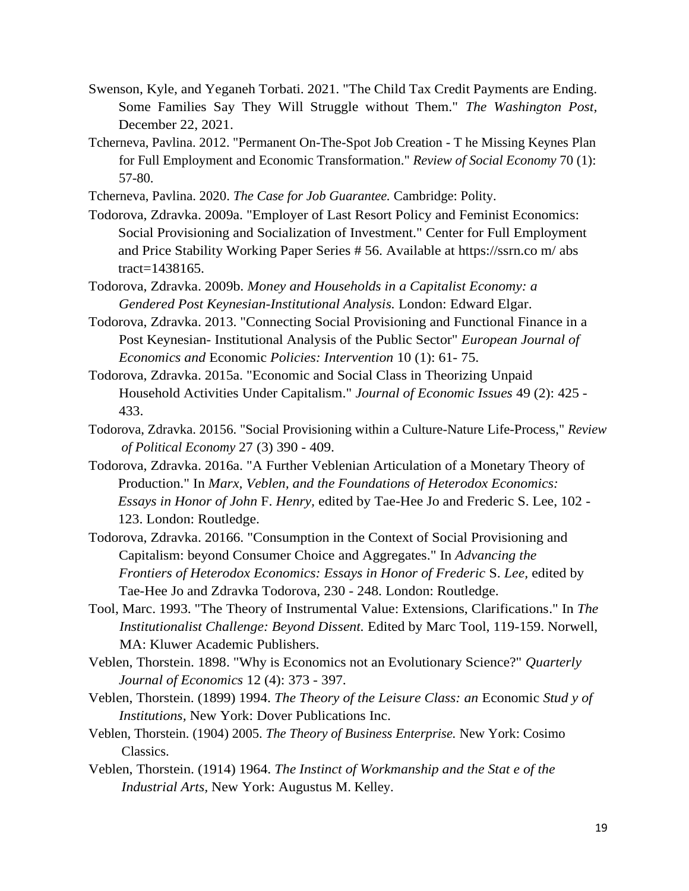Swenson, Kyle, and Yeganeh Torbati. 2021. "The Child Tax Credit Payments are Ending. Some Families Say They Will Struggle without Them." *The Washington Post,* December 22, 2021.

Tcherneva, Pavlina. 2012. "Permanent On-The-Spot Job Creation - T he Missing Keynes Plan for Full Employment and Economic Transformation." *Review of Social Economy* 70 (1): 57-80.

Tcherneva, Pavlina. 2020. *The Case for Job Guarantee.* Cambridge: Polity.

Todorova, Zdravka. 2009a. "Employer of Last Resort Policy and Feminist Economics: Social Provisioning and Socialization of Investment." Center for Full Employment and Price Stability Working Paper Series # 56. Available at https://ssrn.co m/ abs tract=1438165.

Todorova, Zdravka. 2009b. *Money and Households in a Capitalist Economy: a Gendered Post Keynesian-Institutional Analysis.* London: Edward Elgar.

Todorova, Zdravka. 2013. "Connecting Social Provisioning and Functional Finance in a Post Keynesian- Institutional Analysis of the Public Sector" *European Journal of Economics and* Economic *Policies: Intervention* 10 (1): 61- 75.

Todorova, Zdravka. 2015a. "Economic and Social Class in Theorizing Unpaid Household Activities Under Capitalism." *Journal of Economic Issues* 49 (2): 425 - 433.

Todorova, Zdravka. 20156. "Social Provisioning within a Culture-Nature Life-Process," *Review of Political Economy* 27 (3) 390 - 409.

Todorova, Zdravka. 2016a. "A Further Veblenian Articulation of a Monetary Theory of Production." In *Marx, Veblen, and the Foundations of Heterodox Economics: Essays in Honor of John* F. *Henry,* edited by Tae-Hee Jo and Frederic S. Lee, 102 - 123. London: Routledge.

Todorova, Zdravka. 20166. "Consumption in the Context of Social Provisioning and Capitalism: beyond Consumer Choice and Aggregates." In *Advancing the Frontiers of Heterodox Economics: Essays in Honor of Frederic* S. *Lee,* edited by Tae-Hee Jo and Zdravka Todorova, 230 - 248. London: Routledge.

Tool, Marc. 1993. "The Theory of Instrumental Value: Extensions, Clarifications." In *The Institutionalist Challenge: Beyond Dissent.* Edited by Marc Tool, 119-159. Norwell, MA: Kluwer Academic Publishers.

Veblen, Thorstein. 1898. "Why is Economics not an Evolutionary Science?" *Quarterly Journal of Economics* 12 (4): 373 - 397.

Veblen, Thorstein. (1899) 1994. *The Theory of the Leisure Class: an* Economic *Stud y of Institutions,* New York: Dover Publications Inc.

Veblen, Thorstein. (1904) 2005. *The Theory of Business Enterprise.* New York: Cosimo Classics.

Veblen, Thorstein. (1914) 1964. *The Instinct of Workmanship and the Stat e of the Industrial Arts*, New York: Augustus M. Kelley.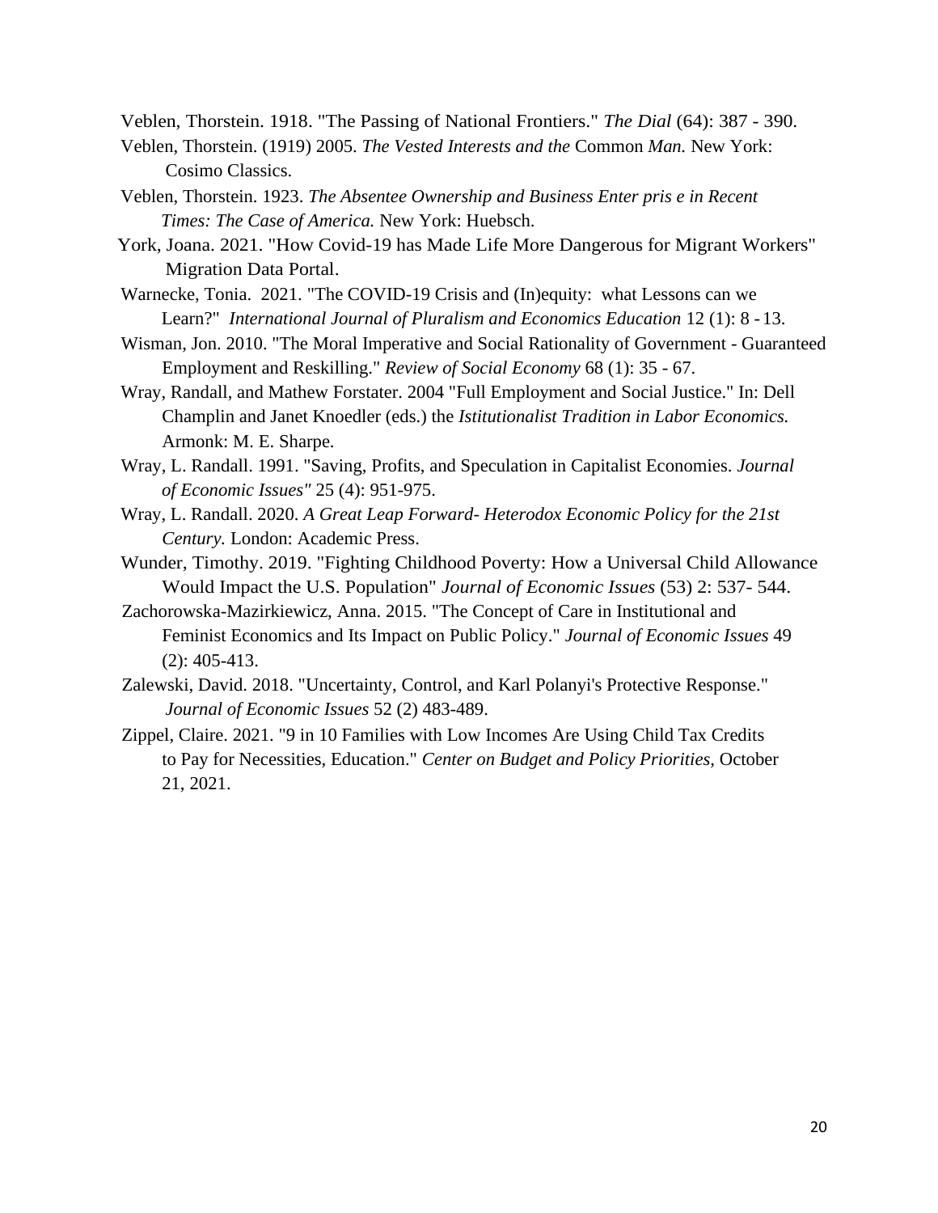Veblen, Thorstein. 1918. "The Passing of National Frontiers." *The Dial* (64): 387 - 390.

Veblen, Thorstein. (1919) 2005. *The Vested Interests and the* Common *Man.* New York: Cosimo Classics.

Veblen, Thorstein. 1923. *The Absentee Ownership and Business Enter pris e in Recent Times: The Case of America.* New York: Huebsch.

York, Joana. 2021. "How Covid-19 has Made Life More Dangerous for Migrant Workers" Migration Data Portal.

Warnecke, Tonia. 2021. "The COVID-19 Crisis and (In)equity: what Lessons can we Learn?" *International Journal of Pluralism and Economics Education* 12 (1): 8 - 13.

Wisman, Jon. 2010. "The Moral Imperative and Social Rationality of Government - Guaranteed Employment and Reskilling." *Review of Social Economy* 68 (1): 35 - 67.

Wray, Randall, and Mathew Forstater. 2004 "Full Employment and Social Justice." In: Dell Champlin and Janet Knoedler (eds.) the *Istitutionalist Tradition in Labor Economics.* Armonk: M. E. Sharpe.

Wray, L. Randall. 1991. "Saving, Profits, and Speculation in Capitalist Economies. *Journal of Economic Issues"* 25 (4): 951-975.

Wray, L. Randall. 2020. *A Great Leap Forward- Heterodox Economic Policy for the 21st Century.* London: Academic Press.

Wunder, Timothy. 2019. "Fighting Childhood Poverty: How a Universal Child Allowance Would Impact the U.S. Population" *Journal of Economic Issues* (53) 2: 537- 544.

Zachorowska-Mazirkiewicz, Anna. 2015. "The Concept of Care in Institutional and Feminist Economics and Its Impact on Public Policy." *Journal of Economic Issues* 49 (2): 405-413.

Zalewski, David. 2018. "Uncertainty, Control, and Karl Polanyi's Protective Response." *Journal of Economic Issues* 52 (2) 483-489.

Zippel, Claire. 2021. "9 in 10 Families with Low Incomes Are Using Child Tax Credits to Pay for Necessities, Education." *Center on Budget and Policy Priorities,* October 21, 2021.